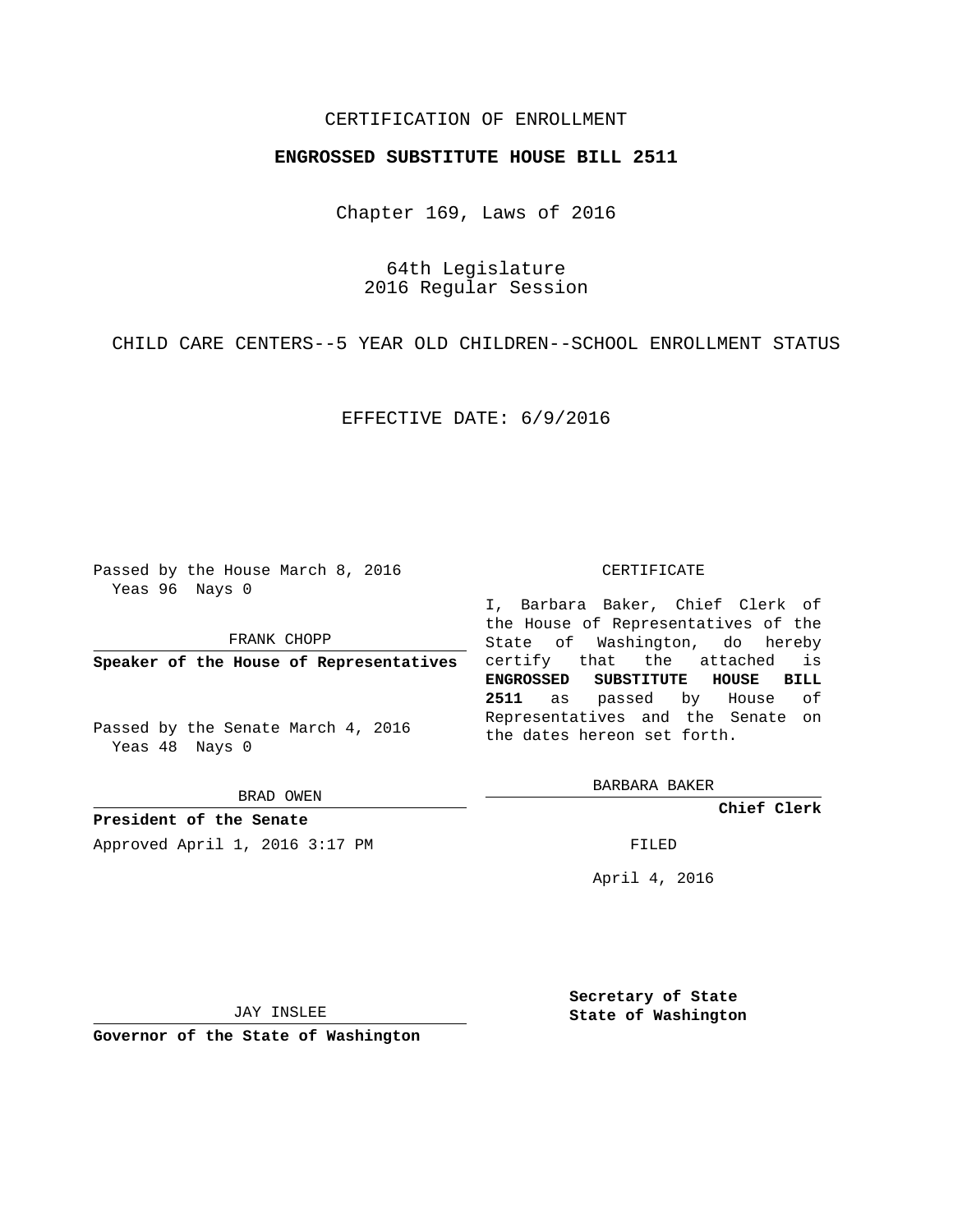CERTIFICATION OF ENROLLMENT

**ENGROSSED SUBSTITUTE HOUSE BILL 2511**

Chapter 169, Laws of 2016

64th Legislature
2016 Regular Session

CHILD CARE CENTERS--5 YEAR OLD CHILDREN--SCHOOL ENROLLMENT STATUS

EFFECTIVE DATE: 6/9/2016

Passed by the House March 8, 2016
Yeas 96 Nays 0

FRANK CHOPP

**Speaker of the House of Representatives**

Passed by the Senate March 4, 2016
Yeas 48 Nays 0

BRAD OWEN

**President of the Senate**

Approved April 1, 2016 3:17 PM

JAY INSLEE

**Governor of the State of Washington**

CERTIFICATE

I, Barbara Baker, Chief Clerk of the House of Representatives of the State of Washington, do hereby certify that the attached is **ENGROSSED SUBSTITUTE HOUSE BILL 2511** as passed by House of Representatives and the Senate on the dates hereon set forth.

BARBARA BAKER

**Chief Clerk**

FILED

April 4, 2016

**Secretary of State**
**State of Washington**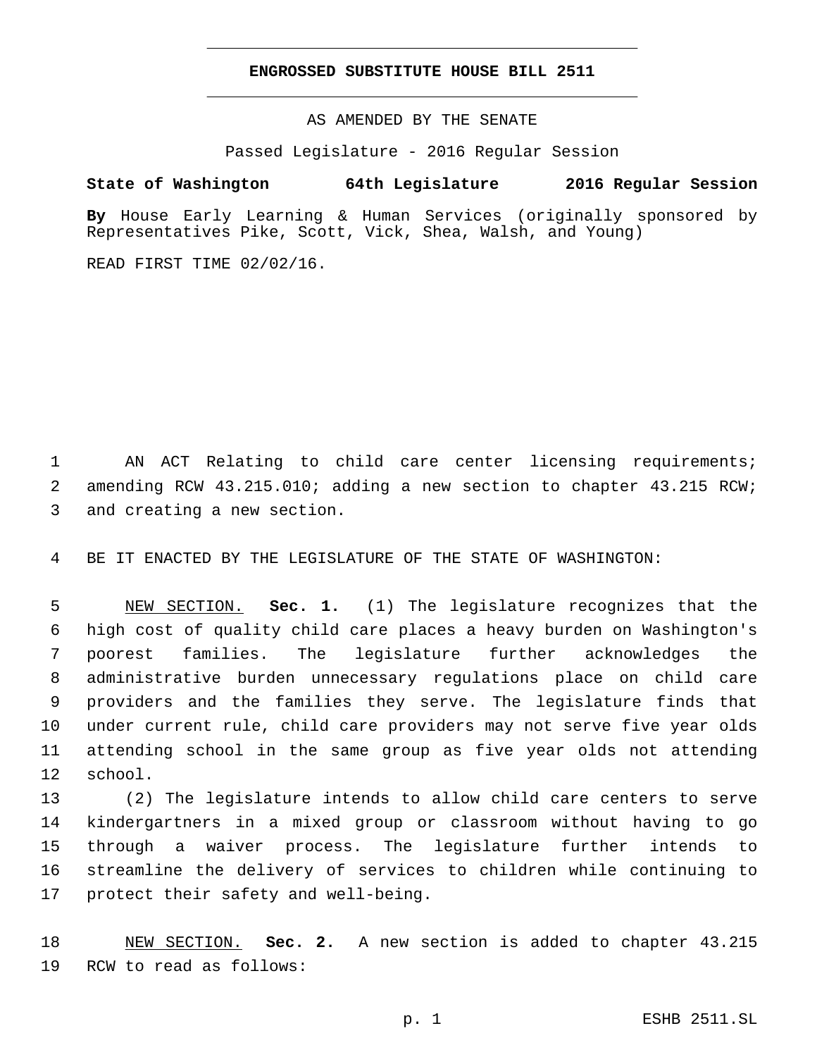**ENGROSSED SUBSTITUTE HOUSE BILL 2511**

AS AMENDED BY THE SENATE

Passed Legislature - 2016 Regular Session

**State of Washington 64th Legislature 2016 Regular Session**

**By** House Early Learning & Human Services (originally sponsored by Representatives Pike, Scott, Vick, Shea, Walsh, and Young)

READ FIRST TIME 02/02/16.

AN ACT Relating to child care center licensing requirements; amending RCW 43.215.010; adding a new section to chapter 43.215 RCW; and creating a new section.

BE IT ENACTED BY THE LEGISLATURE OF THE STATE OF WASHINGTON:

NEW SECTION. **Sec. 1.** (1) The legislature recognizes that the high cost of quality child care places a heavy burden on Washington's poorest families. The legislature further acknowledges the administrative burden unnecessary regulations place on child care providers and the families they serve. The legislature finds that under current rule, child care providers may not serve five year olds attending school in the same group as five year olds not attending school.

(2) The legislature intends to allow child care centers to serve kindergartners in a mixed group or classroom without having to go through a waiver process. The legislature further intends to streamline the delivery of services to children while continuing to protect their safety and well-being.

NEW SECTION. **Sec. 2.** A new section is added to chapter 43.215 RCW to read as follows: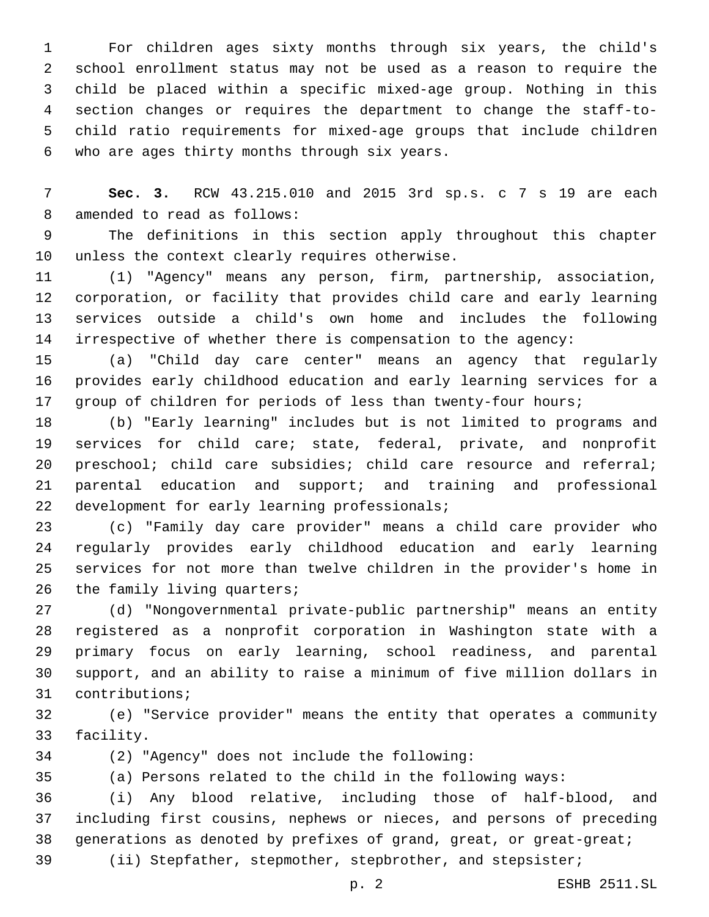For children ages sixty months through six years, the child's school enrollment status may not be used as a reason to require the child be placed within a specific mixed-age group. Nothing in this section changes or requires the department to change the staff-to-child ratio requirements for mixed-age groups that include children who are ages thirty months through six years.

**Sec. 3.** RCW 43.215.010 and 2015 3rd sp.s. c 7 s 19 are each amended to read as follows:

The definitions in this section apply throughout this chapter unless the context clearly requires otherwise.

(1) "Agency" means any person, firm, partnership, association, corporation, or facility that provides child care and early learning services outside a child's own home and includes the following irrespective of whether there is compensation to the agency:

(a) "Child day care center" means an agency that regularly provides early childhood education and early learning services for a group of children for periods of less than twenty-four hours;

(b) "Early learning" includes but is not limited to programs and services for child care; state, federal, private, and nonprofit preschool; child care subsidies; child care resource and referral; parental education and support; and training and professional development for early learning professionals;

(c) "Family day care provider" means a child care provider who regularly provides early childhood education and early learning services for not more than twelve children in the provider's home in the family living quarters;

(d) "Nongovernmental private-public partnership" means an entity registered as a nonprofit corporation in Washington state with a primary focus on early learning, school readiness, and parental support, and an ability to raise a minimum of five million dollars in contributions;

(e) "Service provider" means the entity that operates a community facility.

(2) "Agency" does not include the following:

(a) Persons related to the child in the following ways:

(i) Any blood relative, including those of half-blood, and including first cousins, nephews or nieces, and persons of preceding generations as denoted by prefixes of grand, great, or great-great;

(ii) Stepfather, stepmother, stepbrother, and stepsister;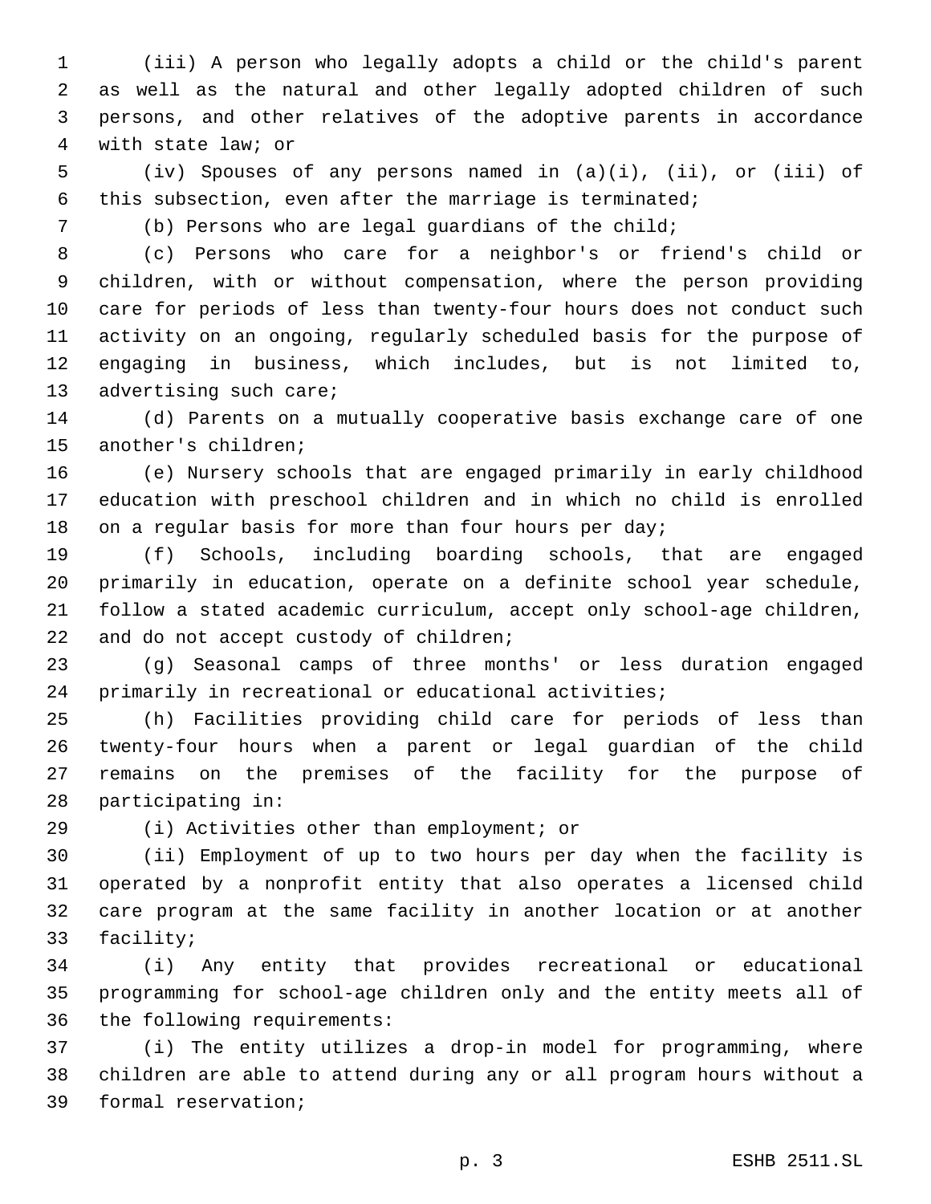(iii) A person who legally adopts a child or the child's parent as well as the natural and other legally adopted children of such persons, and other relatives of the adoptive parents in accordance with state law; or

(iv) Spouses of any persons named in (a)(i), (ii), or (iii) of this subsection, even after the marriage is terminated;

(b) Persons who are legal guardians of the child;

(c) Persons who care for a neighbor's or friend's child or children, with or without compensation, where the person providing care for periods of less than twenty-four hours does not conduct such activity on an ongoing, regularly scheduled basis for the purpose of engaging in business, which includes, but is not limited to, advertising such care;

(d) Parents on a mutually cooperative basis exchange care of one another's children;

(e) Nursery schools that are engaged primarily in early childhood education with preschool children and in which no child is enrolled on a regular basis for more than four hours per day;

(f) Schools, including boarding schools, that are engaged primarily in education, operate on a definite school year schedule, follow a stated academic curriculum, accept only school-age children, and do not accept custody of children;

(g) Seasonal camps of three months' or less duration engaged primarily in recreational or educational activities;

(h) Facilities providing child care for periods of less than twenty-four hours when a parent or legal guardian of the child remains on the premises of the facility for the purpose of participating in:

(i) Activities other than employment; or

(ii) Employment of up to two hours per day when the facility is operated by a nonprofit entity that also operates a licensed child care program at the same facility in another location or at another facility;

(i) Any entity that provides recreational or educational programming for school-age children only and the entity meets all of the following requirements:

(i) The entity utilizes a drop-in model for programming, where children are able to attend during any or all program hours without a formal reservation;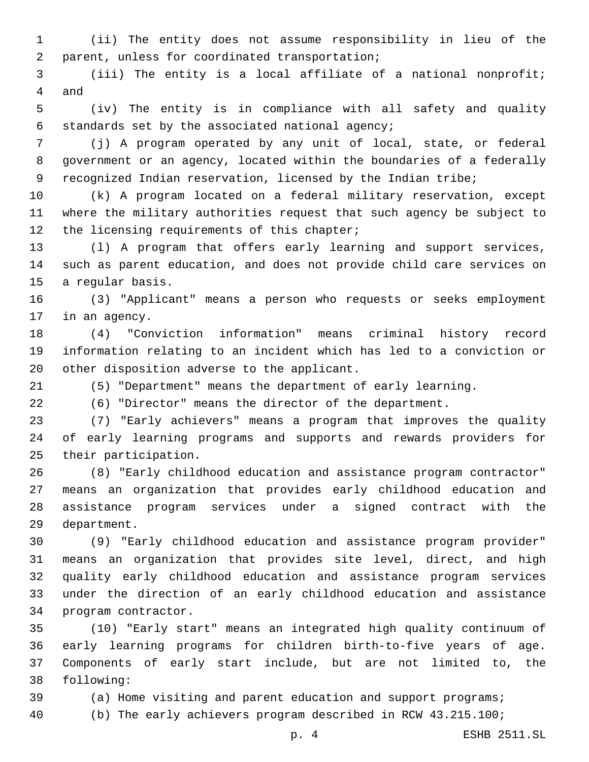(ii) The entity does not assume responsibility in lieu of the parent, unless for coordinated transportation;

(iii) The entity is a local affiliate of a national nonprofit; and

(iv) The entity is in compliance with all safety and quality standards set by the associated national agency;

(j) A program operated by any unit of local, state, or federal government or an agency, located within the boundaries of a federally recognized Indian reservation, licensed by the Indian tribe;

(k) A program located on a federal military reservation, except where the military authorities request that such agency be subject to the licensing requirements of this chapter;

(l) A program that offers early learning and support services, such as parent education, and does not provide child care services on a regular basis.

(3) "Applicant" means a person who requests or seeks employment in an agency.

(4) "Conviction information" means criminal history record information relating to an incident which has led to a conviction or other disposition adverse to the applicant.

(5) "Department" means the department of early learning.

(6) "Director" means the director of the department.

(7) "Early achievers" means a program that improves the quality of early learning programs and supports and rewards providers for their participation.

(8) "Early childhood education and assistance program contractor" means an organization that provides early childhood education and assistance program services under a signed contract with the department.

(9) "Early childhood education and assistance program provider" means an organization that provides site level, direct, and high quality early childhood education and assistance program services under the direction of an early childhood education and assistance program contractor.

(10) "Early start" means an integrated high quality continuum of early learning programs for children birth-to-five years of age. Components of early start include, but are not limited to, the following:

(a) Home visiting and parent education and support programs;

(b) The early achievers program described in RCW 43.215.100;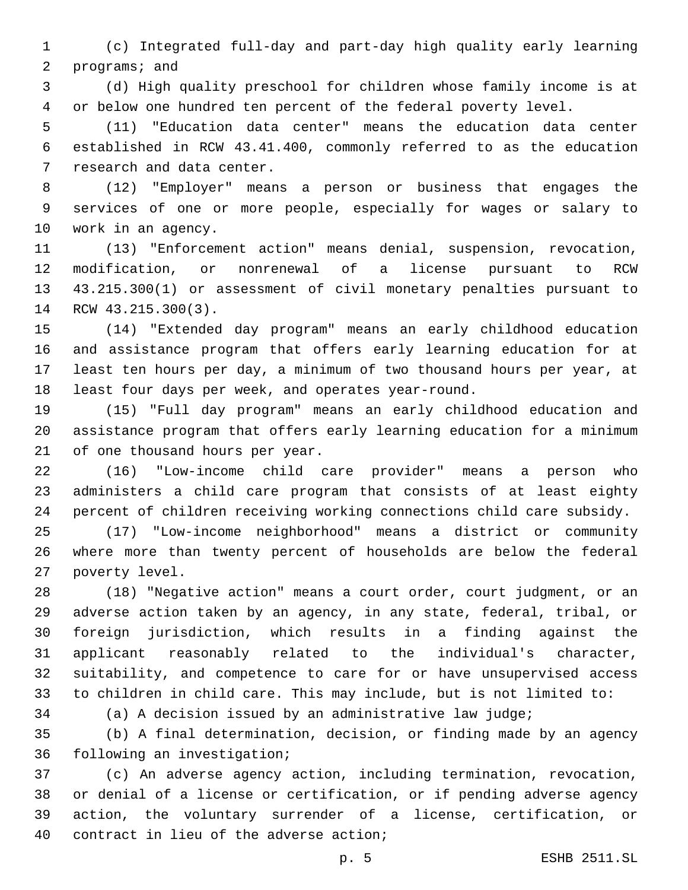(c) Integrated full-day and part-day high quality early learning programs; and

(d) High quality preschool for children whose family income is at or below one hundred ten percent of the federal poverty level.

(11) "Education data center" means the education data center established in RCW 43.41.400, commonly referred to as the education research and data center.

(12) "Employer" means a person or business that engages the services of one or more people, especially for wages or salary to work in an agency.

(13) "Enforcement action" means denial, suspension, revocation, modification, or nonrenewal of a license pursuant to RCW 43.215.300(1) or assessment of civil monetary penalties pursuant to RCW 43.215.300(3).

(14) "Extended day program" means an early childhood education and assistance program that offers early learning education for at least ten hours per day, a minimum of two thousand hours per year, at least four days per week, and operates year-round.

(15) "Full day program" means an early childhood education and assistance program that offers early learning education for a minimum of one thousand hours per year.

(16) "Low-income child care provider" means a person who administers a child care program that consists of at least eighty percent of children receiving working connections child care subsidy.

(17) "Low-income neighborhood" means a district or community where more than twenty percent of households are below the federal poverty level.

(18) "Negative action" means a court order, court judgment, or an adverse action taken by an agency, in any state, federal, tribal, or foreign jurisdiction, which results in a finding against the applicant reasonably related to the individual's character, suitability, and competence to care for or have unsupervised access to children in child care. This may include, but is not limited to:

(a) A decision issued by an administrative law judge;

(b) A final determination, decision, or finding made by an agency following an investigation;

(c) An adverse agency action, including termination, revocation, or denial of a license or certification, or if pending adverse agency action, the voluntary surrender of a license, certification, or contract in lieu of the adverse action;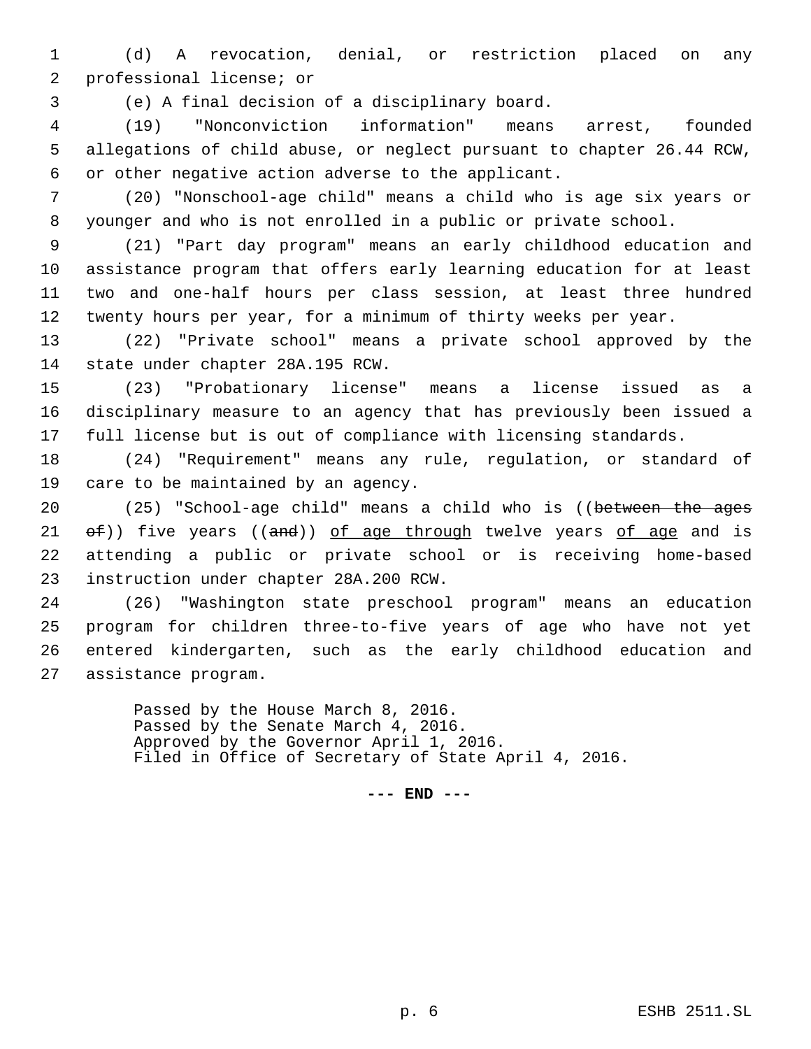(d) A revocation, denial, or restriction placed on any professional license; or

(e) A final decision of a disciplinary board.

(19) "Nonconviction information" means arrest, founded allegations of child abuse, or neglect pursuant to chapter 26.44 RCW, or other negative action adverse to the applicant.

(20) "Nonschool-age child" means a child who is age six years or younger and who is not enrolled in a public or private school.

(21) "Part day program" means an early childhood education and assistance program that offers early learning education for at least two and one-half hours per class session, at least three hundred twenty hours per year, for a minimum of thirty weeks per year.

(22) "Private school" means a private school approved by the state under chapter 28A.195 RCW.

(23) "Probationary license" means a license issued as a disciplinary measure to an agency that has previously been issued a full license but is out of compliance with licensing standards.

(24) "Requirement" means any rule, regulation, or standard of care to be maintained by an agency.

(25) "School-age child" means a child who is ((~~between the ages of~~)) five years ((~~and~~)) <u>of age through</u> twelve years <u>of age</u> and is attending a public or private school or is receiving home-based instruction under chapter 28A.200 RCW.

(26) "Washington state preschool program" means an education program for children three-to-five years of age who have not yet entered kindergarten, such as the early childhood education and assistance program.

Passed by the House March 8, 2016.
Passed by the Senate March 4, 2016.
Approved by the Governor April 1, 2016.
Filed in Office of Secretary of State April 4, 2016.

**--- END ---**